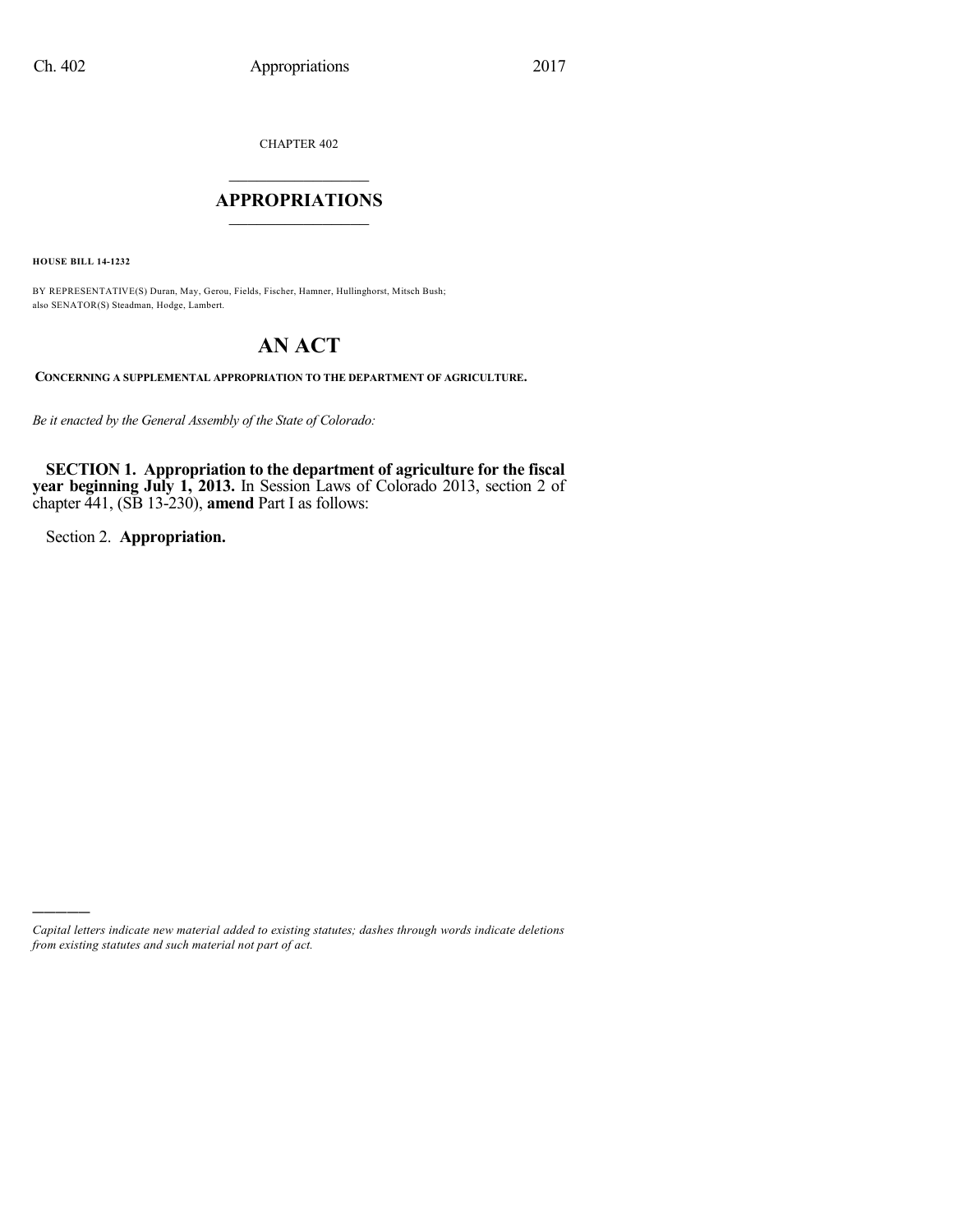CHAPTER 402

# APPROPRIATIONS

**HOUSE BILL 14-1232**

BY REPRESENTATIVE(S) Duran, May, Gerou, Fields, Fischer, Hamner, Hullinghorst, Mitsch Bush; also SENATOR(S) Steadman, Hodge, Lambert.

# AN ACT

**CONCERNING A SUPPLEMENTAL APPROPRIATION TO THE DEPARTMENT OF AGRICULTURE.**

*Be it enacted by the General Assembly of the State of Colorado:*

**SECTION 1. Appropriation to the department of agriculture for the fiscal year beginning July 1, 2013.** In Session Laws of Colorado 2013, section 2 of chapter 441, (SB 13-230), **amend** Part I as follows:

Section 2. **Appropriation.**

---

*Capital letters indicate new material added to existing statutes; dashes through words indicate deletions from existing statutes and such material not part of act.*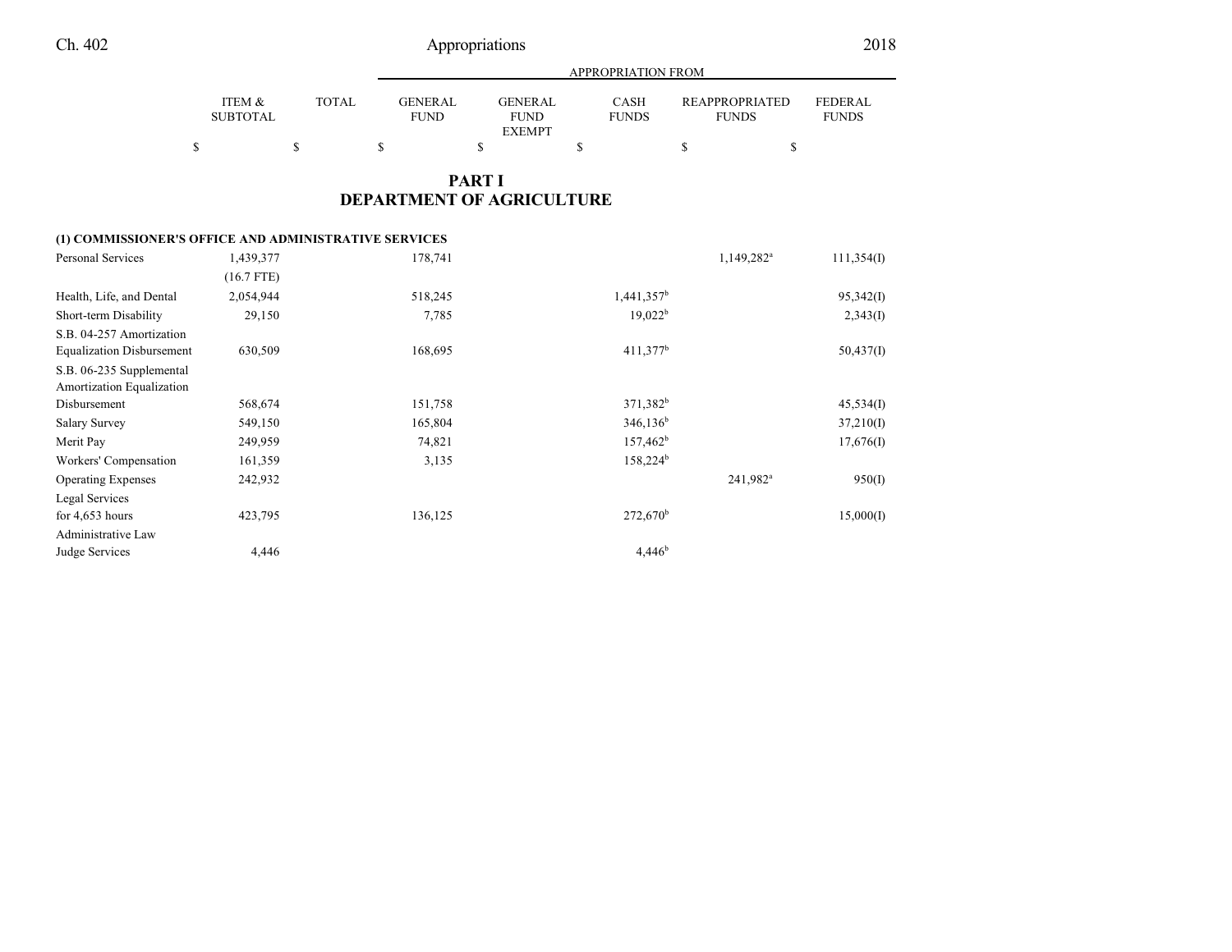## PART I
## DEPARTMENT OF AGRICULTURE

| | ITEM & SUBTOTAL | TOTAL | GENERAL FUND | GENERAL FUND EXEMPT | CASH FUNDS | REAPPROPRIATED FUNDS | FEDERAL FUNDS |
|---|---|---|---|---|---|---|---|
| | | | APPROPRIATION FROM | | | | |
| | $ | $ | $ | $ | $ | $ | $ |
| **(1) COMMISSIONER'S OFFICE AND ADMINISTRATIVE SERVICES** | | | | | | | |
| Personal Services | 1,439,377 | | 178,741 | | | 1,149,282[a] | 111,354(I) |
| | (16.7 FTE) | | | | | | |
| Health, Life, and Dental | 2,054,944 | | 518,245 | | 1,441,357[b] | | 95,342(I) |
| Short-term Disability | 29,150 | | 7,785 | | 19,022[b] | | 2,343(I) |
| S.B. 04-257 Amortization Equalization Disbursement | 630,509 | | 168,695 | | 411,377[b] | | 50,437(I) |
| S.B. 06-235 Supplemental Amortization Equalization Disbursement | 568,674 | | 151,758 | | 371,382[b] | | 45,534(I) |
| Salary Survey | 549,150 | | 165,804 | | 346,136[b] | | 37,210(I) |
| Merit Pay | 249,959 | | 74,821 | | 157,462[b] | | 17,676(I) |
| Workers' Compensation | 161,359 | | 3,135 | | 158,224[b] | | |
| Operating Expenses | 242,932 | | | | | 241,982[a] | 950(I) |
| Legal Services for 4,653 hours | 423,795 | | 136,125 | | 272,670[b] | | 15,000(I) |
| Administrative Law Judge Services | 4,446 | | | | 4,446[b] | | |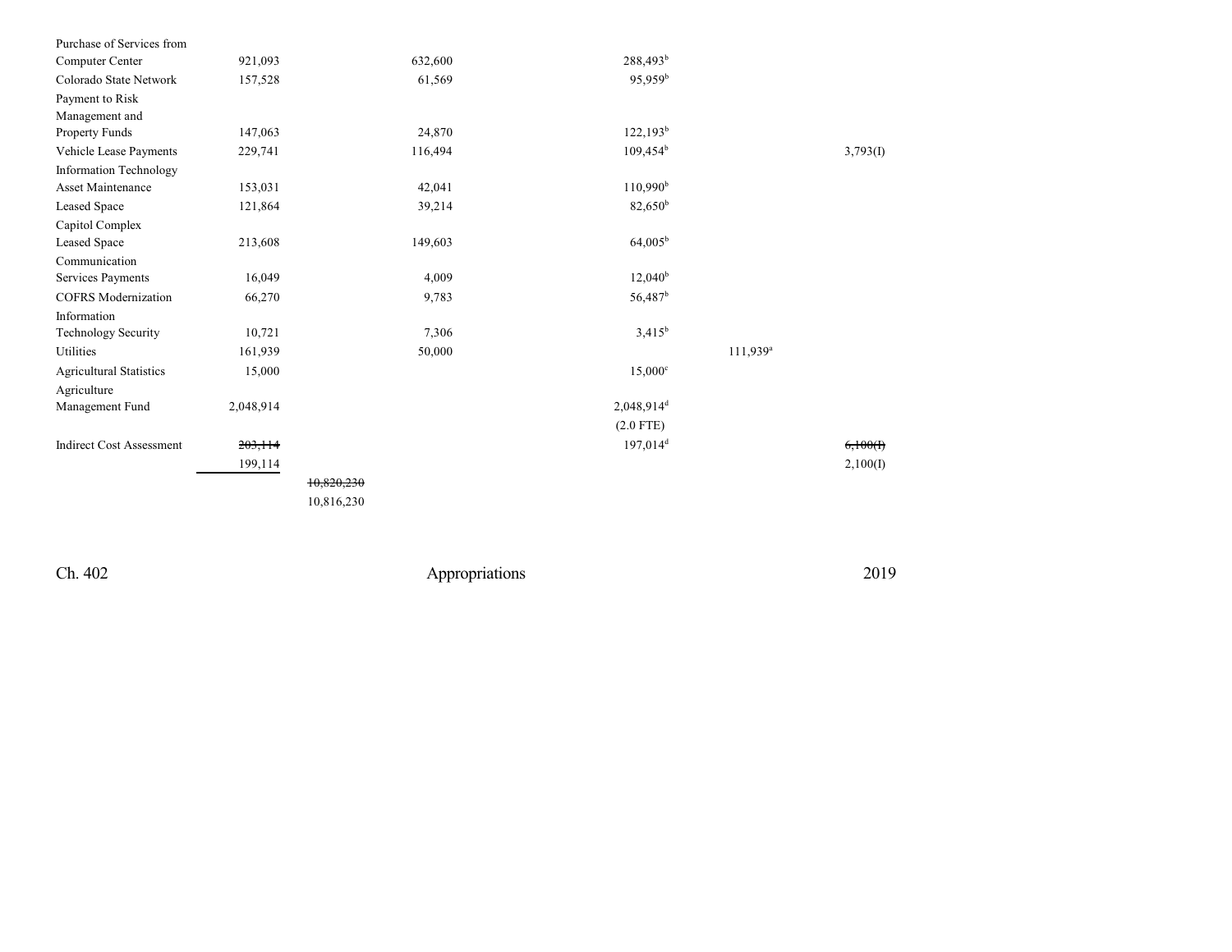| | | | | | | |
|---|---|---|---|---|---|---|
| Purchase of Services from Computer Center | 921,093 | | 632,600 | 288,493[b] | | |
| Colorado State Network | 157,528 | | 61,569 | 95,959[b] | | |
| Payment to Risk Management and Property Funds | 147,063 | | 24,870 | 122,193[b] | | |
| Vehicle Lease Payments | 229,741 | | 116,494 | 109,454[b] | | 3,793(I) |
| Information Technology Asset Maintenance | 153,031 | | 42,041 | 110,990[b] | | |
| Leased Space | 121,864 | | 39,214 | 82,650[b] | | |
| Capitol Complex Leased Space | 213,608 | | 149,603 | 64,005[b] | | |
| Communication Services Payments | 16,049 | | 4,009 | 12,040[b] | | |
| COFRS Modernization | 66,270 | | 9,783 | 56,487[b] | | |
| Information Technology Security | 10,721 | | 7,306 | 3,415[b] | | |
| Utilities | 161,939 | | 50,000 | | 111,939[a] | |
| Agricultural Statistics | 15,000 | | | 15,000[c] | | |
| Agriculture Management Fund | 2,048,914 | | | 2,048,914[d] (2.0 FTE) | | |
| Indirect Cost Assessment | ~~203,114~~ 199,114 | | | 197,014[d] | | ~~6,100(I)~~ 2,100(I) |
| | | ~~10,820,230~~ 10,816,230 | | | | |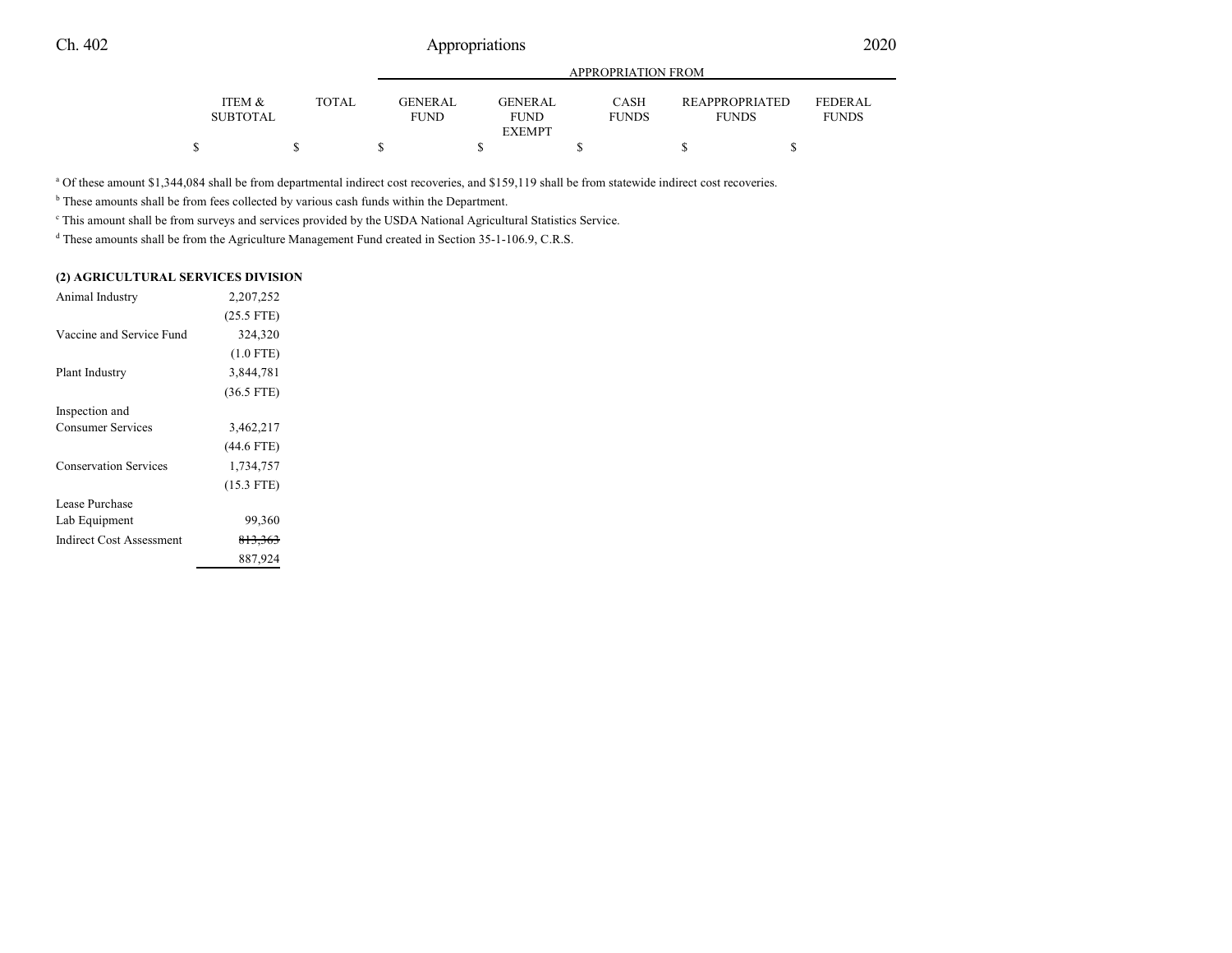| | ITEM & SUBTOTAL | TOTAL | GENERAL FUND | GENERAL FUND EXEMPT | CASH FUNDS | REAPPROPRIATED FUNDS | FEDERAL FUNDS |
|---|---|---|---|---|---|---|---|
| | | | APPROPRIATION FROM | | | | |
| | $ | $ | $ | $ | $ | $ | $ |

[a] Of these amount $1,344,084 shall be from departmental indirect cost recoveries, and $159,119 shall be from statewide indirect cost recoveries.

[b] These amounts shall be from fees collected by various cash funds within the Department.

[c] This amount shall be from surveys and services provided by the USDA National Agricultural Statistics Service.

[d] These amounts shall be from the Agriculture Management Fund created in Section 35-1-106.9, C.R.S.

**(2) AGRICULTURAL SERVICES DIVISION**

| | ITEM & SUBTOTAL | TOTAL | GENERAL FUND | GENERAL FUND EXEMPT | CASH FUNDS | REAPPROPRIATED FUNDS | FEDERAL FUNDS |
|---|---|---|---|---|---|---|---|
| Animal Industry | 2,207,252 | | | | | | |
| | (25.5 FTE) | | | | | | |
| Vaccine and Service Fund | 324,320 | | | | | | |
| | (1.0 FTE) | | | | | | |
| Plant Industry | 3,844,781 | | | | | | |
| | (36.5 FTE) | | | | | | |
| Inspection and Consumer Services | 3,462,217 | | | | | | |
| | (44.6 FTE) | | | | | | |
| Conservation Services | 1,734,757 | | | | | | |
| | (15.3 FTE) | | | | | | |
| Lease Purchase Lab Equipment | 99,360 | | | | | | |
| Indirect Cost Assessment | ~~813,363~~ | | | | | | |
| | 887,924 | | | | | | |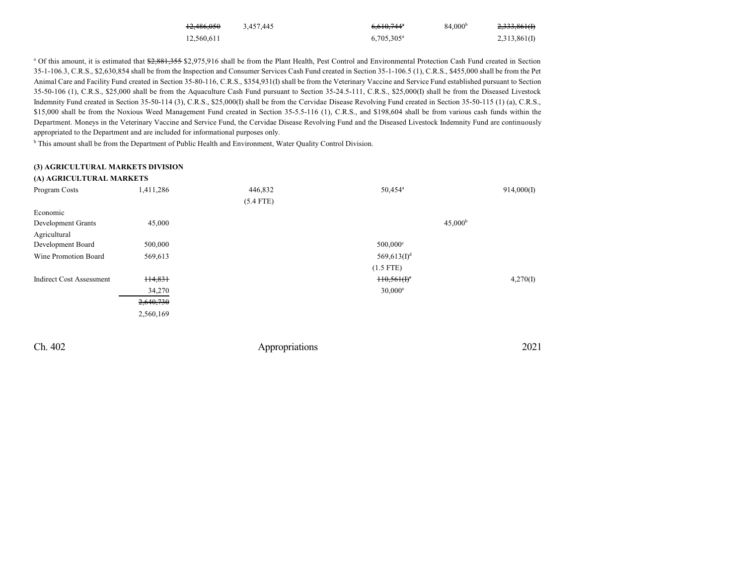| | | | | | |
|---|---|---|---|---|---|
| | ~~12,486,050~~ | 3,457,445 | ~~6,610,744~~[a] | 84,000[b] | ~~2,333,861(I)~~ |
| | 12,560,611 | | 6,705,305[a] | | 2,313,861(I) |

[a] Of this amount, it is estimated that ~~$2,881,355~~ $2,975,916 shall be from the Plant Health, Pest Control and Environmental Protection Cash Fund created in Section 35-1-106.3, C.R.S., $2,630,854 shall be from the Inspection and Consumer Services Cash Fund created in Section 35-1-106.5 (1), C.R.S., $455,000 shall be from the Pet Animal Care and Facility Fund created in Section 35-80-116, C.R.S., $354,931(I) shall be from the Veterinary Vaccine and Service Fund established pursuant to Section 35-50-106 (1), C.R.S., $25,000 shall be from the Aquaculture Cash Fund pursuant to Section 35-24.5-111, C.R.S., $25,000(I) shall be from the Diseased Livestock Indemnity Fund created in Section 35-50-114 (3), C.R.S., $25,000(I) shall be from the Cervidae Disease Revolving Fund created in Section 35-50-115 (1) (a), C.R.S., $15,000 shall be from the Noxious Weed Management Fund created in Section 35-5.5-116 (1), C.R.S., and $198,604 shall be from various cash funds within the Department. Moneys in the Veterinary Vaccine and Service Fund, the Cervidae Disease Revolving Fund and the Diseased Livestock Indemnity Fund are continuously appropriated to the Department and are included for informational purposes only.

[b] This amount shall be from the Department of Public Health and Environment, Water Quality Control Division.

**(3) AGRICULTURAL MARKETS DIVISION**

**(A) AGRICULTURAL MARKETS**

| | | | | | |
|---|---|---|---|---|---|
| Program Costs | 1,411,286 | 446,832 | 50,454[a] | | 914,000(I) |
| | | (5.4 FTE) | | | |
| Economic Development Grants | 45,000 | | | 45,000[b] | |
| Agricultural Development Board | 500,000 | | 500,000[c] | | |
| Wine Promotion Board | 569,613 | | 569,613(I)[d] | | |
| | | | (1.5 FTE) | | |
| Indirect Cost Assessment | ~~114,831~~ | | ~~110,561(I)~~[e] | | 4,270(I) |
| | 34,270 | | 30,000[e] | | |
| | ~~2,640,730~~ | | | | |
| | 2,560,169 | | | | |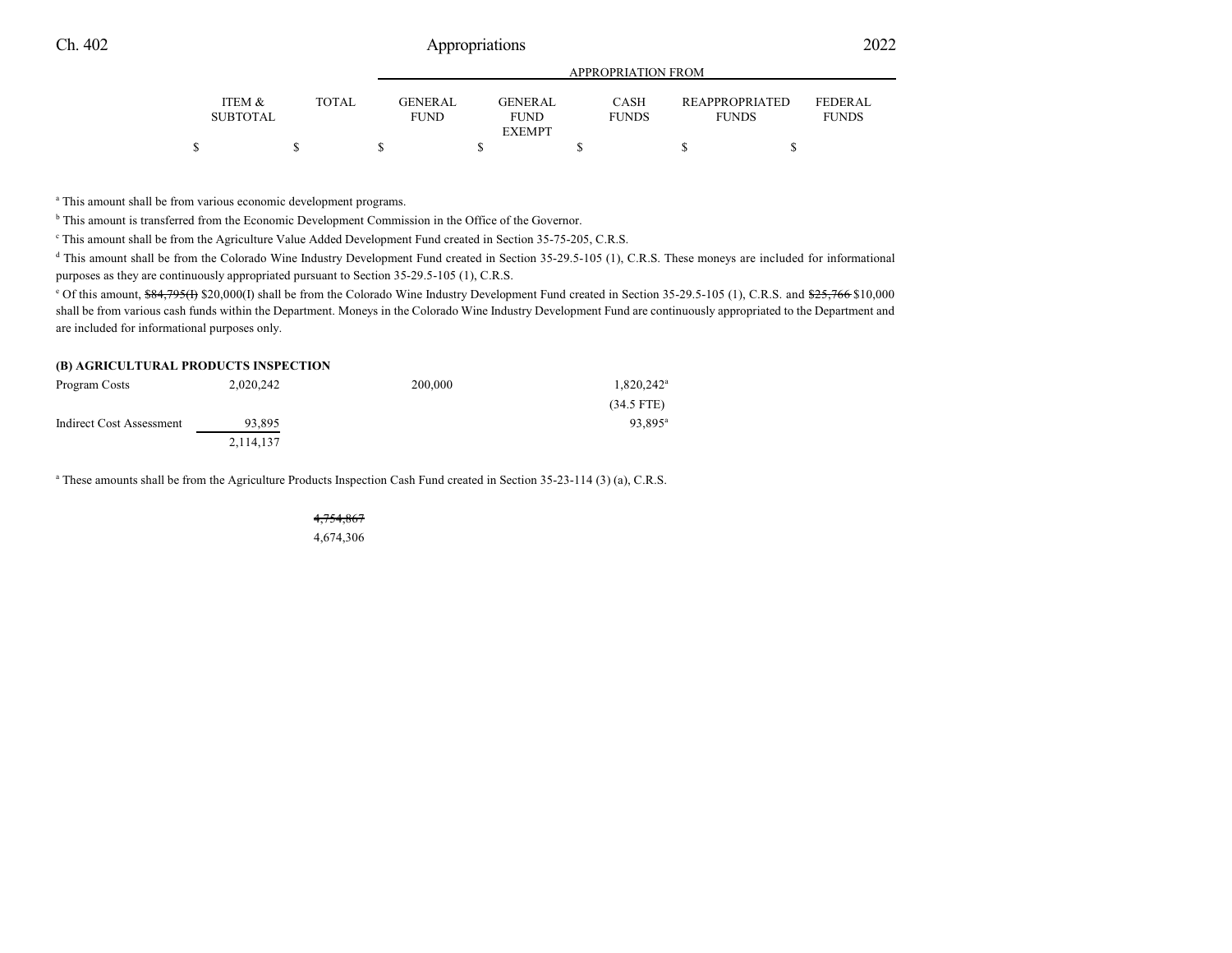| | ITEM & SUBTOTAL | TOTAL | GENERAL FUND | GENERAL FUND EXEMPT | CASH FUNDS | REAPPROPRIATED FUNDS | FEDERAL FUNDS |
|---|---|---|---|---|---|---|---|
| | $ | $ | $ | $ | $ | $ | $ |

[a] This amount shall be from various economic development programs.

[b] This amount is transferred from the Economic Development Commission in the Office of the Governor.

[c] This amount shall be from the Agriculture Value Added Development Fund created in Section 35-75-205, C.R.S.

[d] This amount shall be from the Colorado Wine Industry Development Fund created in Section 35-29.5-105 (1), C.R.S. These moneys are included for informational purposes as they are continuously appropriated pursuant to Section 35-29.5-105 (1), C.R.S.

[e] Of this amount, ~~$84,795(I)~~ $20,000(I) shall be from the Colorado Wine Industry Development Fund created in Section 35-29.5-105 (1), C.R.S. and ~~$25,766~~ $10,000 shall be from various cash funds within the Department. Moneys in the Colorado Wine Industry Development Fund are continuously appropriated to the Department and are included for informational purposes only.

**(B) AGRICULTURAL PRODUCTS INSPECTION**

| | ITEM & SUBTOTAL | TOTAL | GENERAL FUND | GENERAL FUND EXEMPT | CASH FUNDS | REAPPROPRIATED FUNDS | FEDERAL FUNDS |
|---|---|---|---|---|---|---|---|
| Program Costs | 2,020,242 | | 200,000 | | 1,820,242[a] | | |
| | | | | | (34.5 FTE) | | |
| Indirect Cost Assessment | 93,895 | | | | 93,895[a] | | |
| | 2,114,137 | | | | | | |

[a] These amounts shall be from the Agriculture Products Inspection Cash Fund created in Section 35-23-114 (3) (a), C.R.S.

| | ITEM & SUBTOTAL | TOTAL | GENERAL FUND | GENERAL FUND EXEMPT | CASH FUNDS | REAPPROPRIATED FUNDS | FEDERAL FUNDS |
|---|---|---|---|---|---|---|---|
| | | ~~4,754,867~~ | | | | | |
| | | 4,674,306 | | | | | |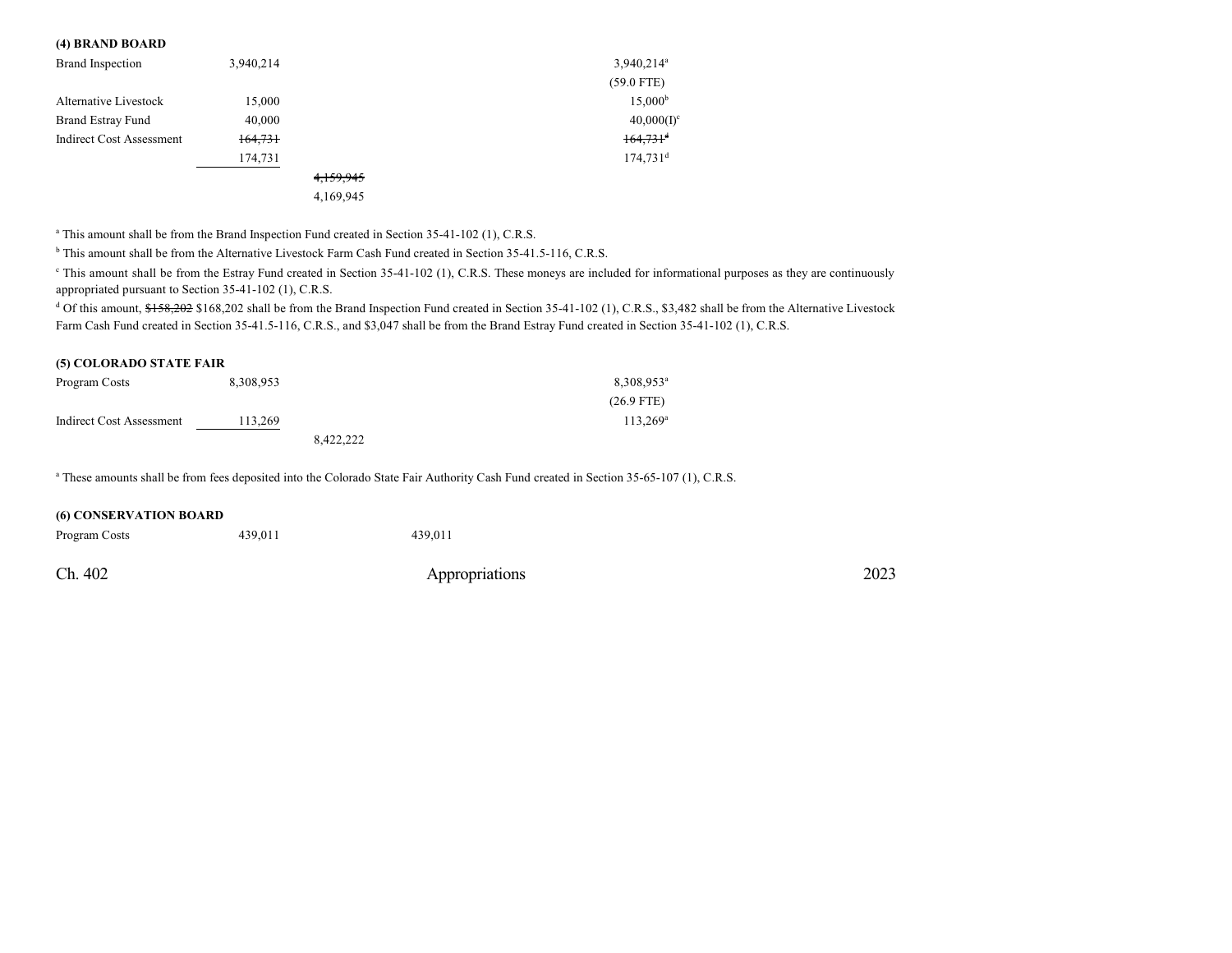**(4) BRAND BOARD**

| | | | | | |
|---|---|---|---|---|---|
| Brand Inspection | 3,940,214 | | | 3,940,214[a] | |
| | | | | (59.0 FTE) | |
| Alternative Livestock | 15,000 | | | 15,000[b] | |
| Brand Estray Fund | 40,000 | | | 40,000(I)[c] | |
| Indirect Cost Assessment | ~~164,731~~ | | | ~~164,731~~[d] | |
| | 174,731 | | | 174,731[d] | |
| | | ~~4,159,945~~ | | | |
| | | 4,169,945 | | | |

[a] This amount shall be from the Brand Inspection Fund created in Section 35-41-102 (1), C.R.S.

[b] This amount shall be from the Alternative Livestock Farm Cash Fund created in Section 35-41.5-116, C.R.S.

[c] This amount shall be from the Estray Fund created in Section 35-41-102 (1), C.R.S. These moneys are included for informational purposes as they are continuously appropriated pursuant to Section 35-41-102 (1), C.R.S.

[d] Of this amount, ~~$158,202~~ $168,202 shall be from the Brand Inspection Fund created in Section 35-41-102 (1), C.R.S., $3,482 shall be from the Alternative Livestock Farm Cash Fund created in Section 35-41.5-116, C.R.S., and $3,047 shall be from the Brand Estray Fund created in Section 35-41-102 (1), C.R.S.

**(5) COLORADO STATE FAIR**

| | | | | | |
|---|---|---|---|---|---|
| Program Costs | 8,308,953 | | | 8,308,953[a] | |
| | | | | (26.9 FTE) | |
| Indirect Cost Assessment | 113,269 | | | 113,269[a] | |
| | | 8,422,222 | | | |

[a] These amounts shall be from fees deposited into the Colorado State Fair Authority Cash Fund created in Section 35-65-107 (1), C.R.S.

**(6) CONSERVATION BOARD**

| | | | | | |
|---|---|---|---|---|---|
| Program Costs | 439,011 | | 439,011 | | |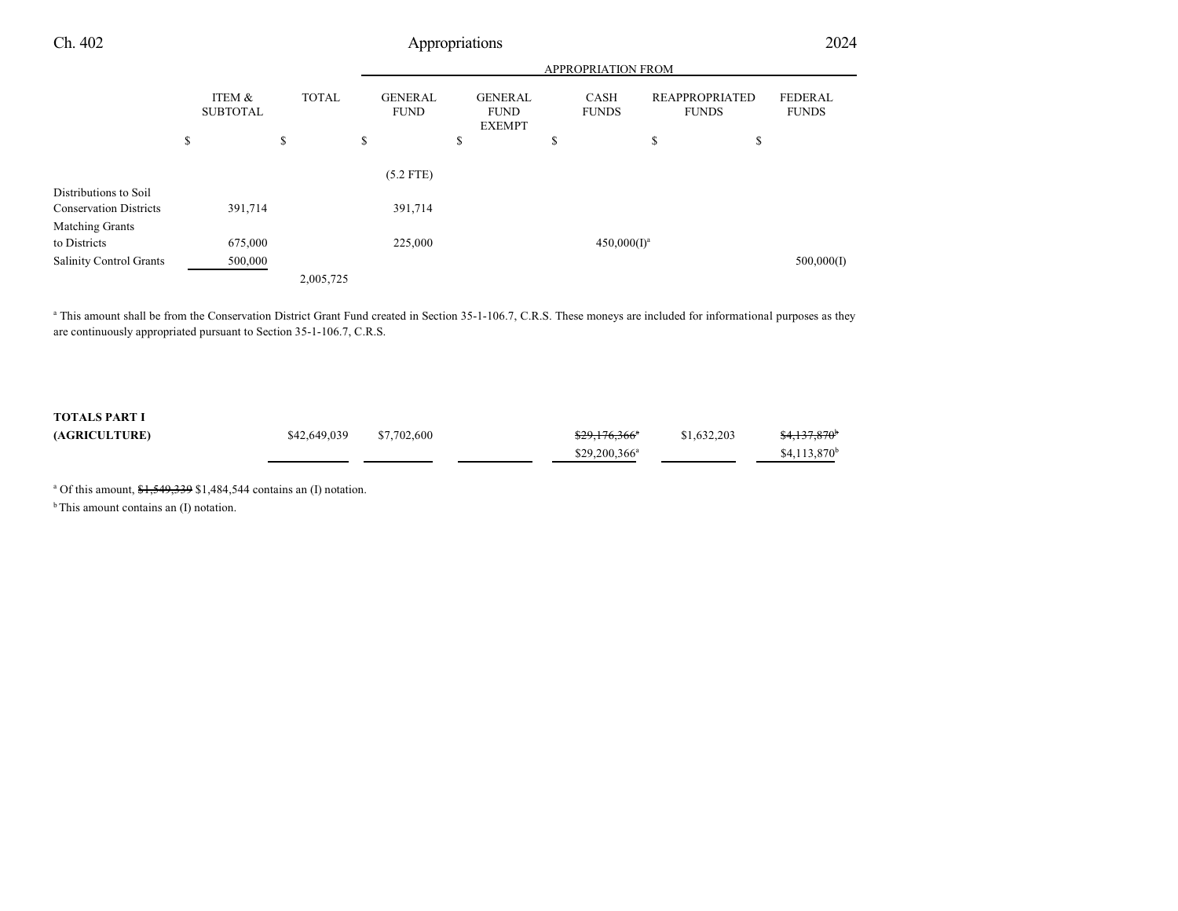| | ITEM & SUBTOTAL | TOTAL | GENERAL FUND | GENERAL FUND EXEMPT | CASH FUNDS | REAPPROPRIATED FUNDS | FEDERAL FUNDS |
|---|---|---|---|---|---|---|---|
| | | | APPROPRIATION FROM | | | | |
| | $ | $ | $ | $ | $ | $ | $ |
| | | | (5.2 FTE) | | | | |
| Distributions to Soil Conservation Districts | 391,714 | | 391,714 | | | | |
| Matching Grants to Districts | 675,000 | | 225,000 | | 450,000(I)[a] | | |
| Salinity Control Grants | 500,000 | | | | | | 500,000(I) |
| | | 2,005,725 | | | | | |

[a] This amount shall be from the Conservation District Grant Fund created in Section 35-1-106.7, C.R.S. These moneys are included for informational purposes as they are continuously appropriated pursuant to Section 35-1-106.7, C.R.S.

| | ITEM & SUBTOTAL | TOTAL | GENERAL FUND | GENERAL FUND EXEMPT | CASH FUNDS | REAPPROPRIATED FUNDS | FEDERAL FUNDS |
|---|---|---|---|---|---|---|---|
| **TOTALS PART I (AGRICULTURE)** | | $42,649,039 | $7,702,600 | | ~~$29,176,366[a]~~ $29,200,366[a] | $1,632,203 | ~~$4,137,870[b]~~ $4,113,870[b] |

[a] Of this amount, ~~$1,549,339~~ $1,484,544 contains an (I) notation.

[b] This amount contains an (I) notation.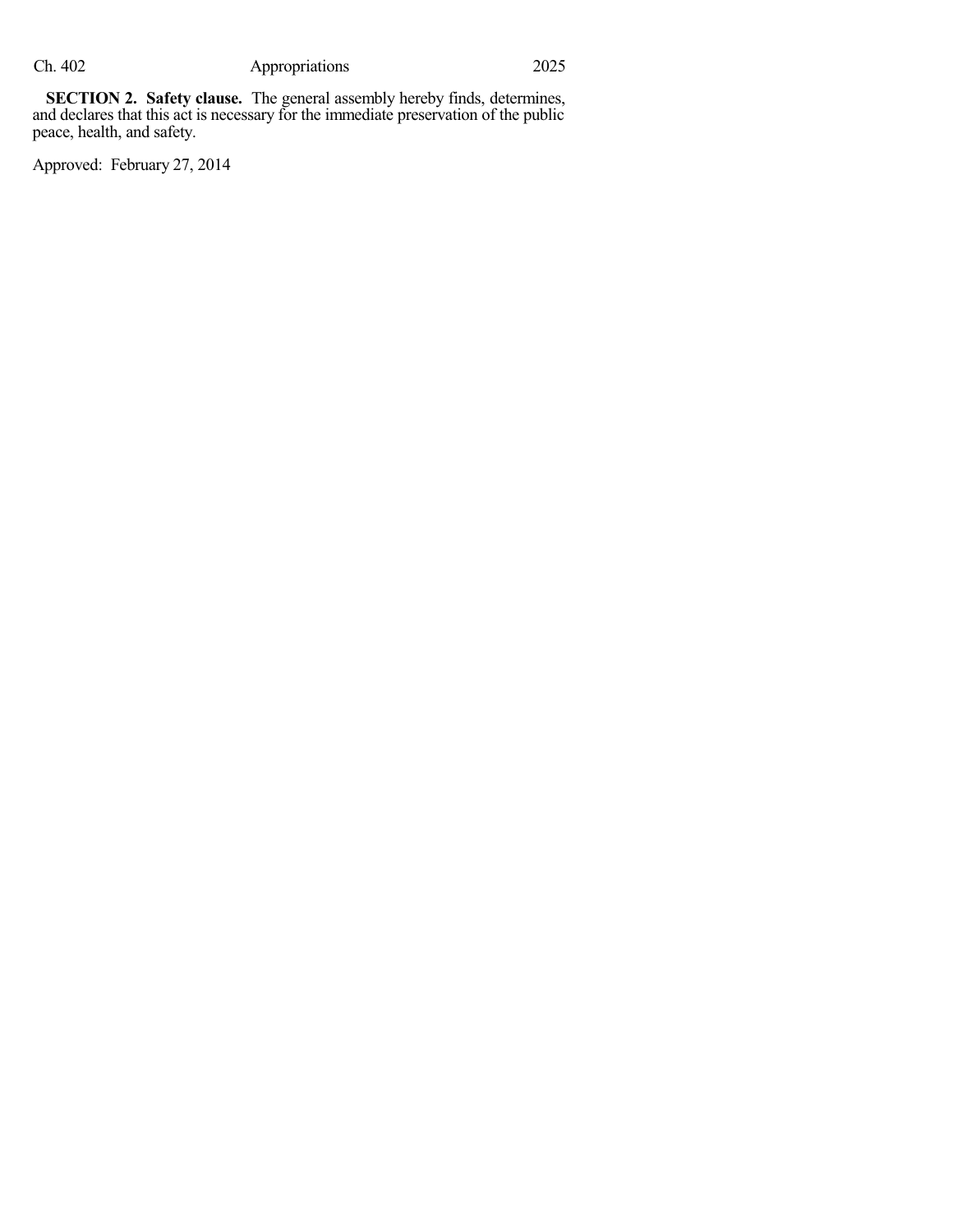**SECTION 2. Safety clause.** The general assembly hereby finds, determines, and declares that this act is necessary for the immediate preservation of the public peace, health, and safety.

Approved: February 27, 2014